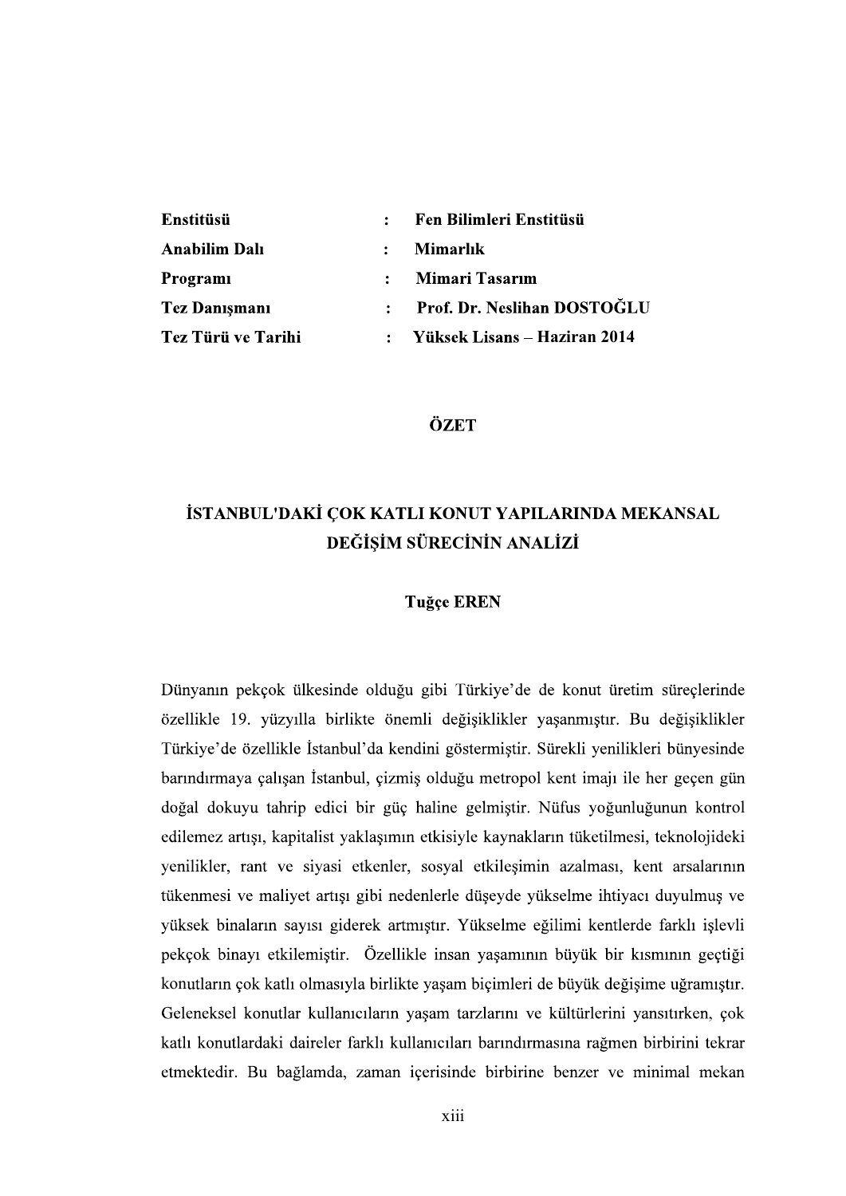| | | |
|---|---|---|
| **Enstitüsü** | : | **Fen Bilimleri Enstitüsü** |
| **Anabilim Dalı** | : | **Mimarlık** |
| **Programı** | : | **Mimari Tasarım** |
| **Tez Danışmanı** | : | **Prof. Dr. Neslihan DOSTOĞLU** |
| **Tez Türü ve Tarihi** | : | **Yüksek Lisans – Haziran 2014** |

## ÖZET

## İSTANBUL'DAKİ ÇOK KATLI KONUT YAPILARINDA MEKANSAL DEĞİŞİM SÜRECİNİN ANALİZİ

**Tuğçe EREN**

Dünyanın pekçok ülkesinde olduğu gibi Türkiye'de de konut üretim süreçlerinde özellikle 19. yüzyılla birlikte önemli değişiklikler yaşanmıştır. Bu değişiklikler Türkiye'de özellikle İstanbul'da kendini göstermiştir. Sürekli yenilikleri bünyesinde barındırmaya çalışan İstanbul, çizmiş olduğu metropol kent imajı ile her geçen gün doğal dokuyu tahrip edici bir güç haline gelmiştir. Nüfus yoğunluğunun kontrol edilemez artışı, kapitalist yaklaşımın etkisiyle kaynakların tüketilmesi, teknolojideki yenilikler, rant ve siyasi etkenler, sosyal etkileşimin azalması, kent arsalarının tükenmesi ve maliyet artışı gibi nedenlerle düşeyde yükselme ihtiyacı duyulmuş ve yüksek binaların sayısı giderek artmıştır. Yükselme eğilimi kentlerde farklı işlevli pekçok binayı etkilemiştir. Özellikle insan yaşamının büyük bir kısmının geçtiği konutların çok katlı olmasıyla birlikte yaşam biçimleri de büyük değişime uğramıştır. Geleneksel konutlar kullanıcıların yaşam tarzlarını ve kültürlerini yansıtırken, çok katlı konutlardaki daireler farklı kullanıcıları barındırmasına rağmen birbirini tekrar etmektedir. Bu bağlamda, zaman içerisinde birbirine benzer ve minimal mekan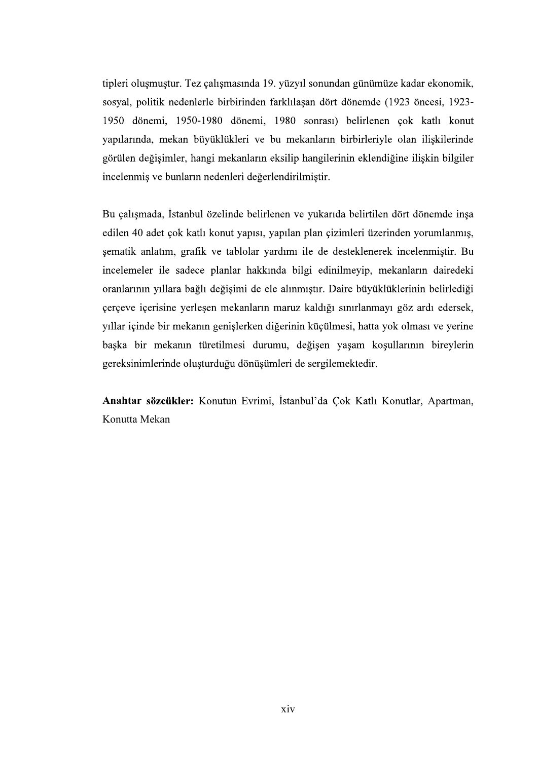tipleri oluşmuştur. Tez çalışmasında 19. yüzyıl sonundan günümüze kadar ekonomik, sosyal, politik nedenlerle birbirinden farklılaşan dört dönemde (1923 öncesi, 1923-1950 dönemi, 1950-1980 dönemi, 1980 sonrası) belirlenen çok katlı konut yapılarında, mekan büyüklükleri ve bu mekanların birbirleriyle olan ilişkilerinde görülen değişimler, hangi mekanların eksilip hangilerinin eklendiğine ilişkin bilgiler incelenmiş ve bunların nedenleri değerlendirilmiştir.

Bu çalışmada, İstanbul özelinde belirlenen ve yukarıda belirtilen dört dönemde inşa edilen 40 adet çok katlı konut yapısı, yapılan plan çizimleri üzerinden yorumlanmış, şematik anlatım, grafik ve tablolar yardımı ile de desteklenerek incelenmiştir. Bu incelemeler ile sadece planlar hakkında bilgi edinilmeyip, mekanların dairedeki oranlarının yıllara bağlı değişimi de ele alınmıştır. Daire büyüklüklerinin belirlediği çerçeve içerisine yerleşen mekanların maruz kaldığı sınırlanmayı göz ardı edersek, yıllar içinde bir mekanın genişlerken diğerinin küçülmesi, hatta yok olması ve yerine başka bir mekanın türetilmesi durumu, değişen yaşam koşullarının bireylerin gereksinimlerinde oluşturduğu dönüşümleri de sergilemektedir.

**Anahtar sözcükler:** Konutun Evrimi, İstanbul'da Çok Katlı Konutlar, Apartman, Konutta Mekan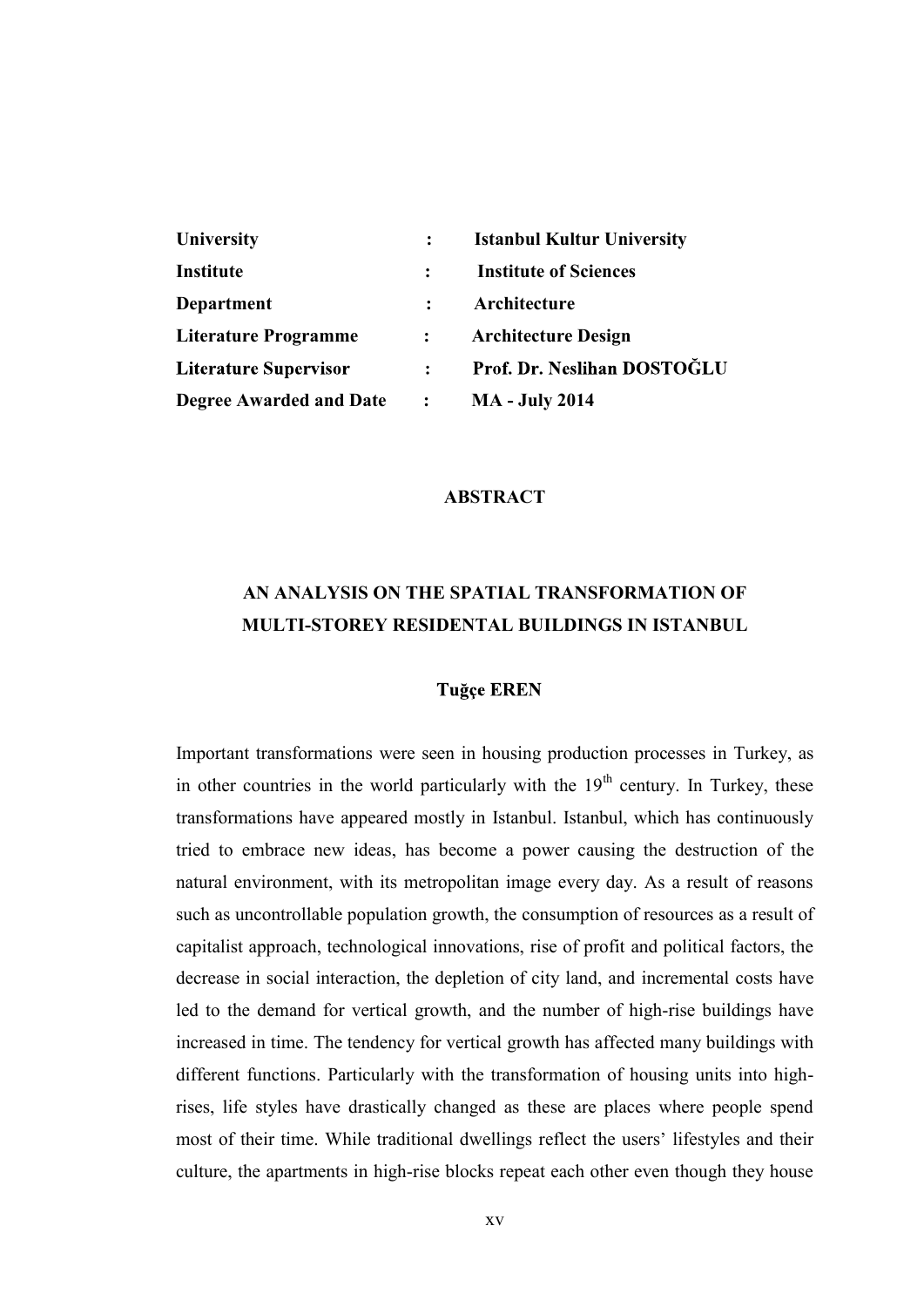| | | |
|---|---|---|
| **University** | **:** | **Istanbul Kultur University** |
| **Institute** | **:** | **Institute of Sciences** |
| **Department** | **:** | **Architecture** |
| **Literature Programme** | **:** | **Architecture Design** |
| **Literature Supervisor** | **:** | **Prof. Dr. Neslihan DOSTOĞLU** |
| **Degree Awarded and Date** | **:** | **MA - July 2014** |

## ABSTRACT

## AN ANALYSIS ON THE SPATIAL TRANSFORMATION OF MULTI-STOREY RESIDENTAL BUILDINGS IN ISTANBUL

**Tuğçe EREN**

Important transformations were seen in housing production processes in Turkey, as in other countries in the world particularly with the 19th century. In Turkey, these transformations have appeared mostly in Istanbul. Istanbul, which has continuously tried to embrace new ideas, has become a power causing the destruction of the natural environment, with its metropolitan image every day. As a result of reasons such as uncontrollable population growth, the consumption of resources as a result of capitalist approach, technological innovations, rise of profit and political factors, the decrease in social interaction, the depletion of city land, and incremental costs have led to the demand for vertical growth, and the number of high-rise buildings have increased in time. The tendency for vertical growth has affected many buildings with different functions. Particularly with the transformation of housing units into high-rises, life styles have drastically changed as these are places where people spend most of their time. While traditional dwellings reflect the users' lifestyles and their culture, the apartments in high-rise blocks repeat each other even though they house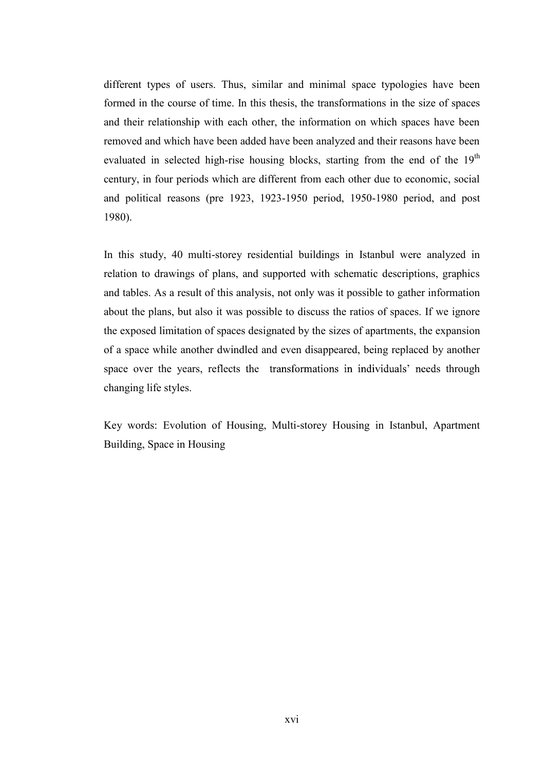different types of users. Thus, similar and minimal space typologies have been formed in the course of time. In this thesis, the transformations in the size of spaces and their relationship with each other, the information on which spaces have been removed and which have been added have been analyzed and their reasons have been evaluated in selected high-rise housing blocks, starting from the end of the 19th century, in four periods which are different from each other due to economic, social and political reasons (pre 1923, 1923-1950 period, 1950-1980 period, and post 1980).

In this study, 40 multi-storey residential buildings in Istanbul were analyzed in relation to drawings of plans, and supported with schematic descriptions, graphics and tables. As a result of this analysis, not only was it possible to gather information about the plans, but also it was possible to discuss the ratios of spaces. If we ignore the exposed limitation of spaces designated by the sizes of apartments, the expansion of a space while another dwindled and even disappeared, being replaced by another space over the years, reflects the transformations in individuals' needs through changing life styles.

Key words: Evolution of Housing, Multi-storey Housing in Istanbul, Apartment Building, Space in Housing